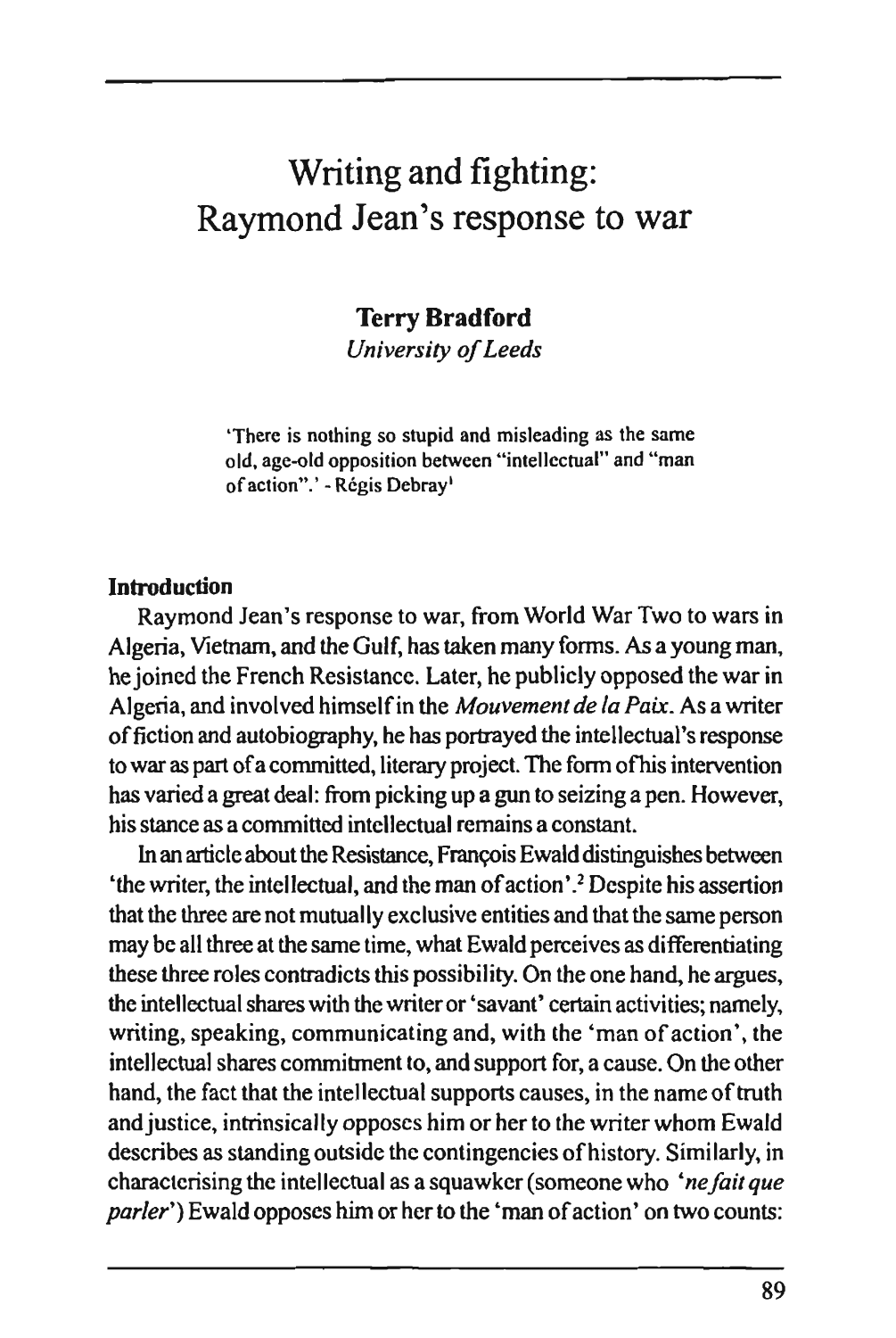# Writing and fighting: Raymond Jean's response to war

**Terry Bradford**
*University of Leeds*

> 'There is nothing so stupid and misleading as the same old, age-old opposition between "intellectual" and "man of action".' - Régis Debray[1]

## Introduction

Raymond Jean's response to war, from World War Two to wars in Algeria, Vietnam, and the Gulf, has taken many forms. As a young man, he joined the French Resistance. Later, he publicly opposed the war in Algeria, and involved himself in the *Mouvement de la Paix*. As a writer of fiction and autobiography, he has portrayed the intellectual's response to war as part of a committed, literary project. The form of his intervention has varied a great deal: from picking up a gun to seizing a pen. However, his stance as a committed intellectual remains a constant.

In an article about the Resistance, François Ewald distinguishes between 'the writer, the intellectual, and the man of action'.[2] Despite his assertion that the three are not mutually exclusive entities and that the same person may be all three at the same time, what Ewald perceives as differentiating these three roles contradicts this possibility. On the one hand, he argues, the intellectual shares with the writer or 'savant' certain activities; namely, writing, speaking, communicating and, with the 'man of action', the intellectual shares commitment to, and support for, a cause. On the other hand, the fact that the intellectual supports causes, in the name of truth and justice, intrinsically opposes him or her to the writer whom Ewald describes as standing outside the contingencies of history. Similarly, in characterising the intellectual as a squawker (someone who *'ne fait que parler'*) Ewald opposes him or her to the 'man of action' on two counts: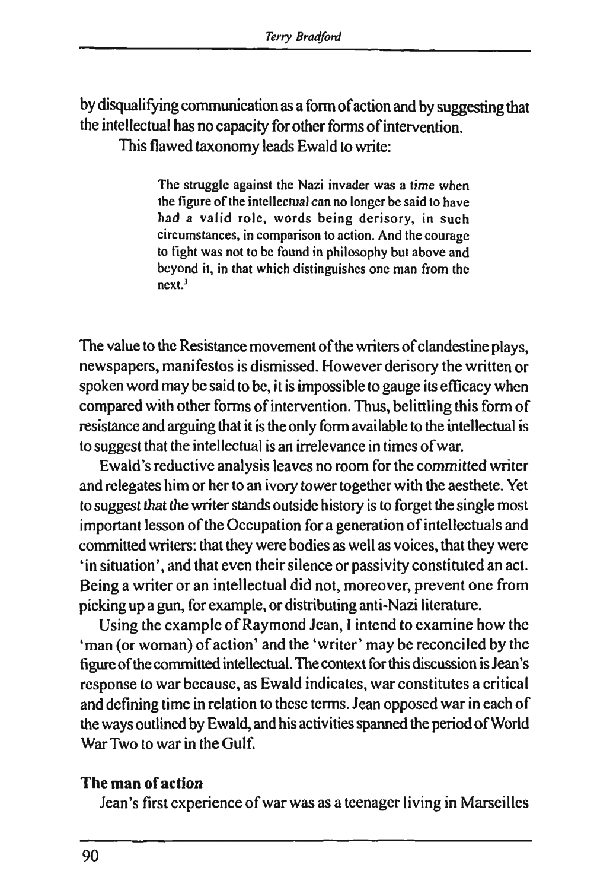by disqualifying communication as a form of action and by suggesting that the intellectual has no capacity for other forms of intervention.

This flawed taxonomy leads Ewald to write:

> The struggle against the Nazi invader was a *time* when the figure of the intellectual can no longer be said to have had a valid role, words being derisory, in such circumstances, in comparison to action. And the courage to fight was not to be found in philosophy but above and beyond it, in that which distinguishes one man from the next.[3]

The value to the Resistance movement of the writers of clandestine plays, newspapers, manifestos is dismissed. However derisory the written or spoken word may be said to be, it is impossible to gauge its efficacy when compared with other forms of intervention. Thus, belittling this form of resistance and arguing that it is the only form available to the intellectual is to suggest that the intellectual is an irrelevance in times of war.

Ewald's reductive analysis leaves no room for the committed writer and relegates him or her to an ivory tower together with the aesthete. Yet to suggest that the writer stands outside history is to forget the single most important lesson of the Occupation for a generation of intellectuals and committed writers: that they were bodies as well as voices, that they were 'in situation', and that even their silence or passivity constituted an act. Being a writer or an intellectual did not, moreover, prevent one from picking up a gun, for example, or distributing anti-Nazi literature.

Using the example of Raymond Jean, I intend to examine how the 'man (or woman) of action' and the 'writer' may be reconciled by the figure of the committed intellectual. The context for this discussion is Jean's response to war because, as Ewald indicates, war constitutes a critical and defining time in relation to these terms. Jean opposed war in each of the ways outlined by Ewald, and his activities spanned the period of World War Two to war in the Gulf.

**The man of action**

Jean's first experience of war was as a teenager living in Marseilles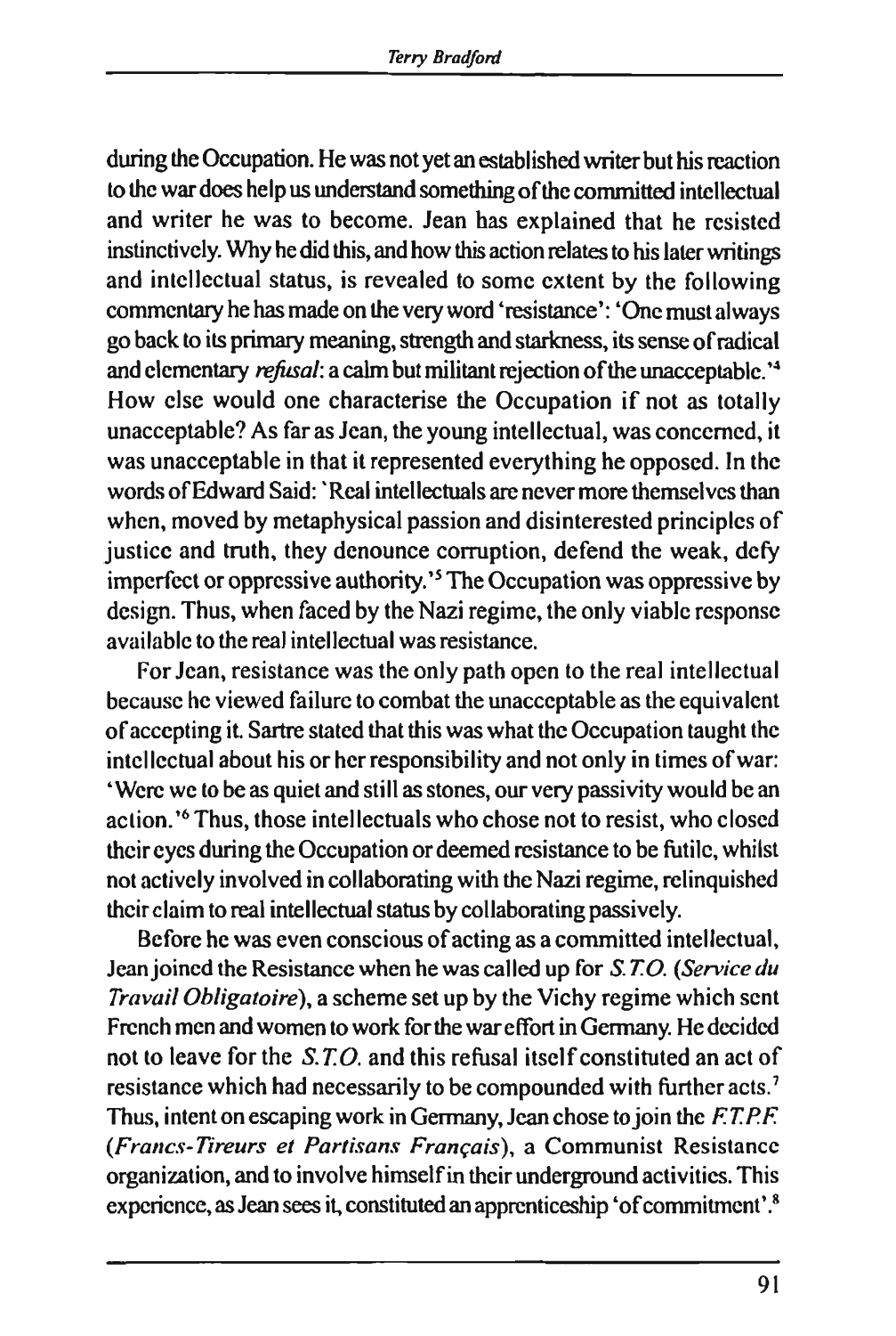during the Occupation. He was not yet an established writer but his reaction to the war does help us understand something of the committed intellectual and writer he was to become. Jean has explained that he resisted instinctively. Why he did this, and how this action relates to his later writings and intellectual status, is revealed to some extent by the following commentary he has made on the very word 'resistance': 'One must always go back to its primary meaning, strength and starkness, its sense of radical and elementary *refusal*: a calm but militant rejection of the unacceptable.'[4] How else would one characterise the Occupation if not as totally unacceptable? As far as Jean, the young intellectual, was concerned, it was unacceptable in that it represented everything he opposed. In the words of Edward Said: 'Real intellectuals are never more themselves than when, moved by metaphysical passion and disinterested principles of justice and truth, they denounce corruption, defend the weak, defy imperfect or oppressive authority.'[5] The Occupation was oppressive by design. Thus, when faced by the Nazi regime, the only viable response available to the real intellectual was resistance.

For Jean, resistance was the only path open to the real intellectual because he viewed failure to combat the unacceptable as the equivalent of accepting it. Sartre stated that this was what the Occupation taught the intellectual about his or her responsibility and not only in times of war: 'Were we to be as quiet and still as stones, our very passivity would be an action.'[6] Thus, those intellectuals who chose not to resist, who closed their eyes during the Occupation or deemed resistance to be futile, whilst not actively involved in collaborating with the Nazi regime, relinquished their claim to real intellectual status by collaborating passively.

Before he was even conscious of acting as a committed intellectual, Jean joined the Resistance when he was called up for *S.T.O.* (*Service du Travail Obligatoire*), a scheme set up by the Vichy regime which sent French men and women to work for the war effort in Germany. He decided not to leave for the *S.T.O.* and this refusal itself constituted an act of resistance which had necessarily to be compounded with further acts.[7] Thus, intent on escaping work in Germany, Jean chose to join the *F.T.P.F.* (*Francs-Tireurs et Partisans Français*), a Communist Resistance organization, and to involve himself in their underground activities. This experience, as Jean sees it, constituted an apprenticeship 'of commitment'.[8]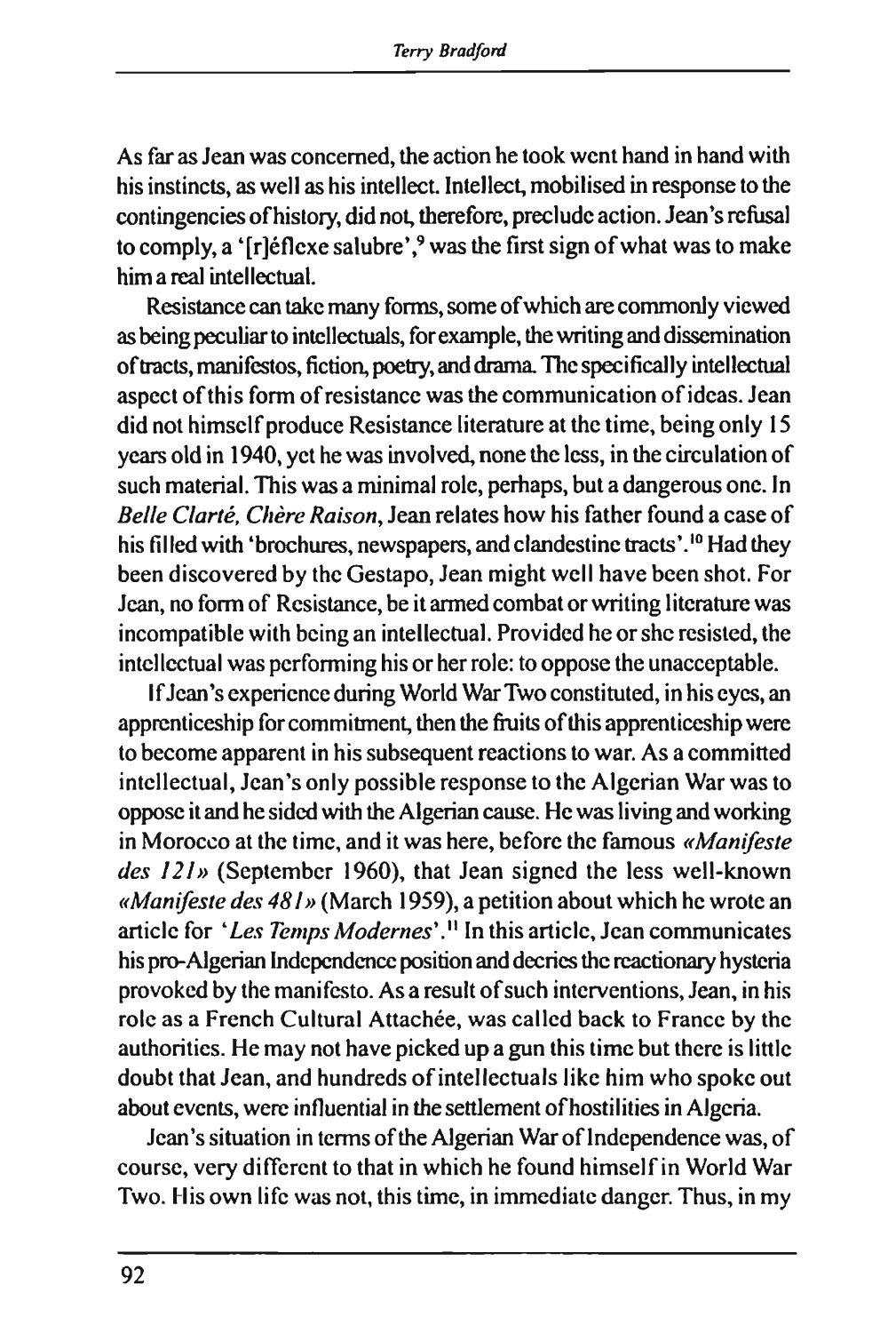As far as Jean was concerned, the action he took went hand in hand with his instincts, as well as his intellect. Intellect, mobilised in response to the contingencies of history, did not, therefore, preclude action. Jean's refusal to comply, a '[r]éflexe salubre',[9] was the first sign of what was to make him a real intellectual.

Resistance can take many forms, some of which are commonly viewed as being peculiar to intellectuals, for example, the writing and dissemination of tracts, manifestos, fiction, poetry, and drama. The specifically intellectual aspect of this form of resistance was the communication of ideas. Jean did not himself produce Resistance literature at the time, being only 15 years old in 1940, yet he was involved, none the less, in the circulation of such material. This was a minimal role, perhaps, but a dangerous one. In *Belle Clarté, Chère Raison*, Jean relates how his father found a case of his filled with 'brochures, newspapers, and clandestine tracts'.[10] Had they been discovered by the Gestapo, Jean might well have been shot. For Jean, no form of Resistance, be it armed combat or writing literature was incompatible with being an intellectual. Provided he or she resisted, the intellectual was performing his or her role: to oppose the unacceptable.

If Jean's experience during World War Two constituted, in his eyes, an apprenticeship for commitment, then the fruits of this apprenticeship were to become apparent in his subsequent reactions to war. As a committed intellectual, Jean's only possible response to the Algerian War was to oppose it and he sided with the Algerian cause. He was living and working in Morocco at the time, and it was here, before the famous *«Manifeste des 121»* (September 1960), that Jean signed the less well-known *«Manifeste des 481»* (March 1959), a petition about which he wrote an article for '*Les Temps Modernes*'.[11] In this article, Jean communicates his pro-Algerian Independence position and decries the reactionary hysteria provoked by the manifesto. As a result of such interventions, Jean, in his role as a French Cultural Attachée, was called back to France by the authorities. He may not have picked up a gun this time but there is little doubt that Jean, and hundreds of intellectuals like him who spoke out about events, were influential in the settlement of hostilities in Algeria.

Jean's situation in terms of the Algerian War of Independence was, of course, very different to that in which he found himself in World War Two. His own life was not, this time, in immediate danger. Thus, in my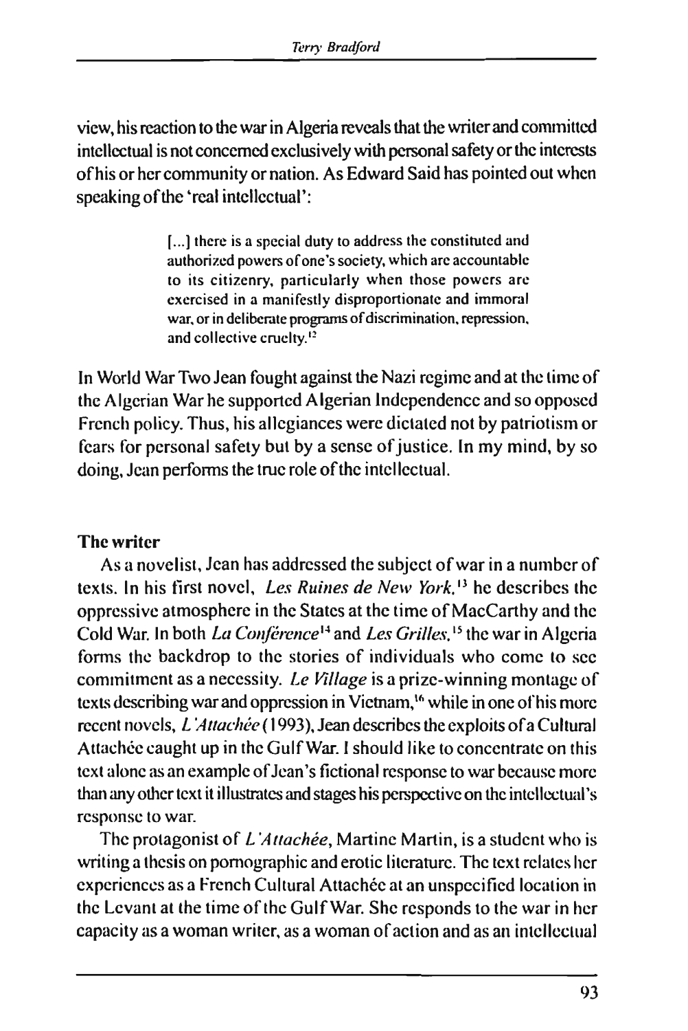view, his reaction to the war in Algeria reveals that the writer and committed intellectual is not concerned exclusively with personal safety or the interests of his or her community or nation. As Edward Said has pointed out when speaking of the 'real intellectual':

> [...] there is a special duty to address the constituted and authorized powers of one's society, which are accountable to its citizenry, particularly when those powers are exercised in a manifestly disproportionate and immoral war, or in deliberate programs of discrimination, repression, and collective cruelty.[12]

In World War Two Jean fought against the Nazi regime and at the time of the Algerian War he supported Algerian Independence and so opposed French policy. Thus, his allegiances were dictated not by patriotism or fears for personal safety but by a sense of justice. In my mind, by so doing, Jean performs the true role of the intellectual.

### The writer

As a novelist, Jean has addressed the subject of war in a number of texts. In his first novel, *Les Ruines de New York*,[13] he describes the oppressive atmosphere in the States at the time of MacCarthy and the Cold War. In both *La Conférence*[14] and *Les Grilles*,[15] the war in Algeria forms the backdrop to the stories of individuals who come to see commitment as a necessity. *Le Village* is a prize-winning montage of texts describing war and oppression in Vietnam,[16] while in one of his more recent novels, *L'Attachée* (1993), Jean describes the exploits of a Cultural Attachée caught up in the Gulf War. I should like to concentrate on this text alone as an example of Jean's fictional response to war because more than any other text it illustrates and stages his perspective on the intellectual's response to war.

The protagonist of *L'Attachée*, Martine Martin, is a student who is writing a thesis on pornographic and erotic literature. The text relates her experiences as a French Cultural Attachée at an unspecified location in the Levant at the time of the Gulf War. She responds to the war in her capacity as a woman writer, as a woman of action and as an intellectual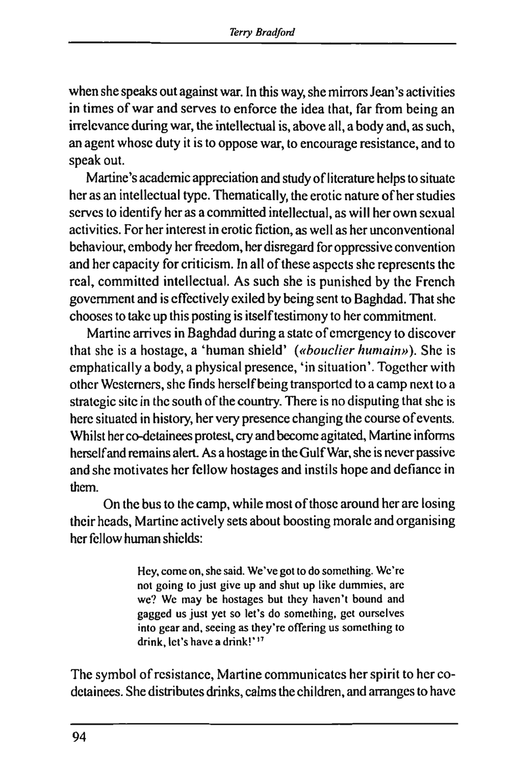when she speaks out against war. In this way, she mirrors Jean's activities in times of war and serves to enforce the idea that, far from being an irrelevance during war, the intellectual is, above all, a body and, as such, an agent whose duty it is to oppose war, to encourage resistance, and to speak out.

Martine's academic appreciation and study of literature helps to situate her as an intellectual type. Thematically, the erotic nature of her studies serves to identify her as a committed intellectual, as will her own sexual activities. For her interest in erotic fiction, as well as her unconventional behaviour, embody her freedom, her disregard for oppressive convention and her capacity for criticism. In all of these aspects she represents the real, committed intellectual. As such she is punished by the French government and is effectively exiled by being sent to Baghdad. That she chooses to take up this posting is itself testimony to her commitment.

Martine arrives in Baghdad during a state of emergency to discover that she is a hostage, a 'human shield' (*«bouclier humain»*). She is emphatically a body, a physical presence, 'in situation'. Together with other Westerners, she finds herself being transported to a camp next to a strategic site in the south of the country. There is no disputing that she is here situated in history, her very presence changing the course of events. Whilst her co-detainees protest, cry and become agitated, Martine informs herself and remains alert. As a hostage in the Gulf War, she is never passive and she motivates her fellow hostages and instils hope and defiance in them.

On the bus to the camp, while most of those around her are losing their heads, Martine actively sets about boosting morale and organising her fellow human shields:

> Hey, come on, she said. We've got to do something. We're not going to just give up and shut up like dummies, are we? We may be hostages but they haven't bound and gagged us just yet so let's do something, get ourselves into gear and, seeing as they're offering us something to drink, let's have a drink!'[17]

The symbol of resistance, Martine communicates her spirit to her co-detainees. She distributes drinks, calms the children, and arranges to have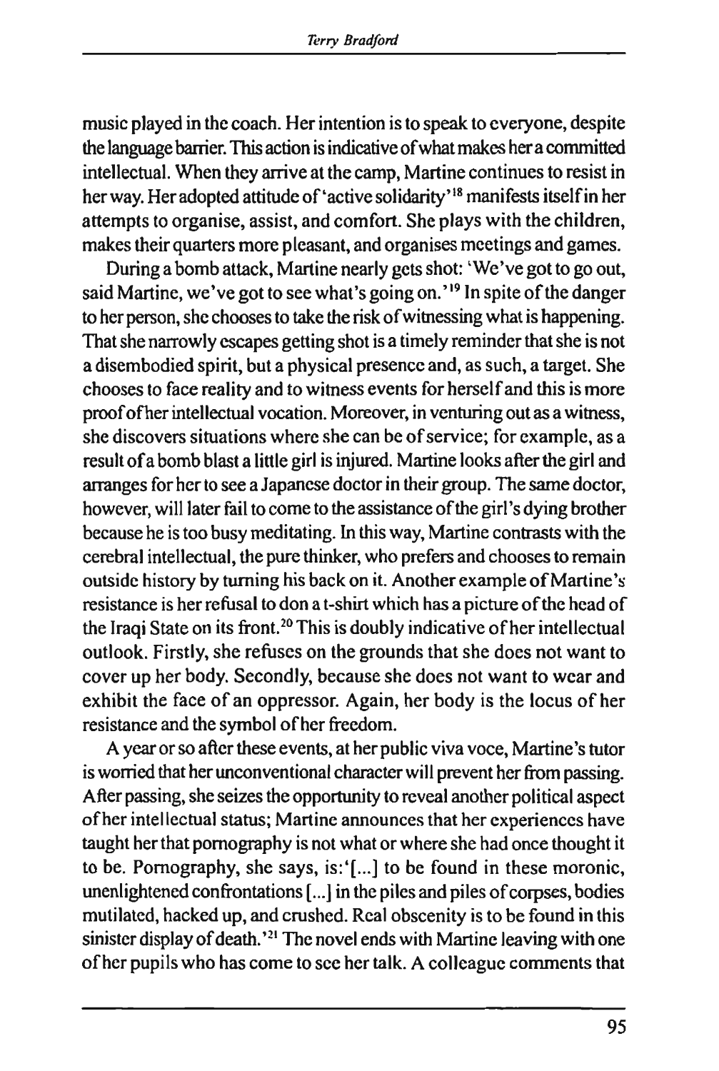music played in the coach. Her intention is to speak to everyone, despite the language barrier. This action is indicative of what makes her a committed intellectual. When they arrive at the camp, Martine continues to resist in her way. Her adopted attitude of 'active solidarity'[18] manifests itself in her attempts to organise, assist, and comfort. She plays with the children, makes their quarters more pleasant, and organises meetings and games.

During a bomb attack, Martine nearly gets shot: 'We've got to go out, said Martine, we've got to see what's going on.'[19] In spite of the danger to her person, she chooses to take the risk of witnessing what is happening. That she narrowly escapes getting shot is a timely reminder that she is not a disembodied spirit, but a physical presence and, as such, a target. She chooses to face reality and to witness events for herself and this is more proof of her intellectual vocation. Moreover, in venturing out as a witness, she discovers situations where she can be of service; for example, as a result of a bomb blast a little girl is injured. Martine looks after the girl and arranges for her to see a Japanese doctor in their group. The same doctor, however, will later fail to come to the assistance of the girl's dying brother because he is too busy meditating. In this way, Martine contrasts with the cerebral intellectual, the pure thinker, who prefers and chooses to remain outside history by turning his back on it. Another example of Martine's resistance is her refusal to don a t-shirt which has a picture of the head of the Iraqi State on its front.[20] This is doubly indicative of her intellectual outlook. Firstly, she refuses on the grounds that she does not want to cover up her body. Secondly, because she does not want to wear and exhibit the face of an oppressor. Again, her body is the locus of her resistance and the symbol of her freedom.

A year or so after these events, at her public viva voce, Martine's tutor is worried that her unconventional character will prevent her from passing. After passing, she seizes the opportunity to reveal another political aspect of her intellectual status; Martine announces that her experiences have taught her that pornography is not what or where she had once thought it to be. Pornography, she says, is:'[...] to be found in these moronic, unenlightened confrontations [...] in the piles and piles of corpses, bodies mutilated, hacked up, and crushed. Real obscenity is to be found in this sinister display of death.'[21] The novel ends with Martine leaving with one of her pupils who has come to see her talk. A colleague comments that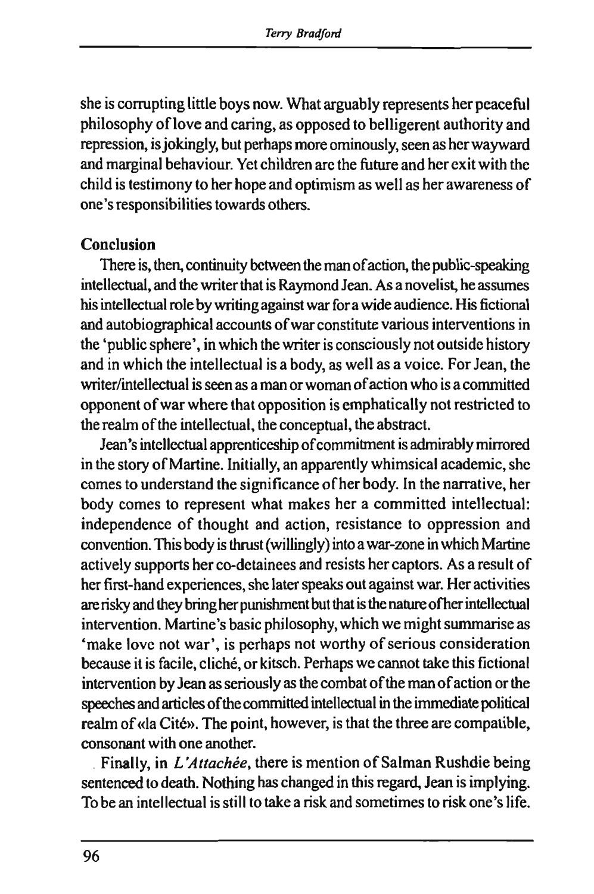she is corrupting little boys now. What arguably represents her peaceful philosophy of love and caring, as opposed to belligerent authority and repression, is jokingly, but perhaps more ominously, seen as her wayward and marginal behaviour. Yet children are the future and her exit with the child is testimony to her hope and optimism as well as her awareness of one's responsibilities towards others.

## Conclusion

There is, then, continuity between the man of action, the public-speaking intellectual, and the writer that is Raymond Jean. As a novelist, he assumes his intellectual role by writing against war for a wide audience. His fictional and autobiographical accounts of war constitute various interventions in the 'public sphere', in which the writer is consciously not outside history and in which the intellectual is a body, as well as a voice. For Jean, the writer/intellectual is seen as a man or woman of action who is a committed opponent of war where that opposition is emphatically not restricted to the realm of the intellectual, the conceptual, the abstract.

Jean's intellectual apprenticeship of commitment is admirably mirrored in the story of Martine. Initially, an apparently whimsical academic, she comes to understand the significance of her body. In the narrative, her body comes to represent what makes her a committed intellectual: independence of thought and action, resistance to oppression and convention. This body is thrust (willingly) into a war-zone in which Martine actively supports her co-detainees and resists her captors. As a result of her first-hand experiences, she later speaks out against war. Her activities are risky and they bring her punishment but that is the nature of her intellectual intervention. Martine's basic philosophy, which we might summarise as 'make love not war', is perhaps not worthy of serious consideration because it is facile, cliché, or kitsch. Perhaps we cannot take this fictional intervention by Jean as seriously as the combat of the man of action or the speeches and articles of the committed intellectual in the immediate political realm of «la Cité». The point, however, is that the three are compatible, consonant with one another.

Finally, in *L'Attachée*, there is mention of Salman Rushdie being sentenced to death. Nothing has changed in this regard, Jean is implying. To be an intellectual is still to take a risk and sometimes to risk one's life.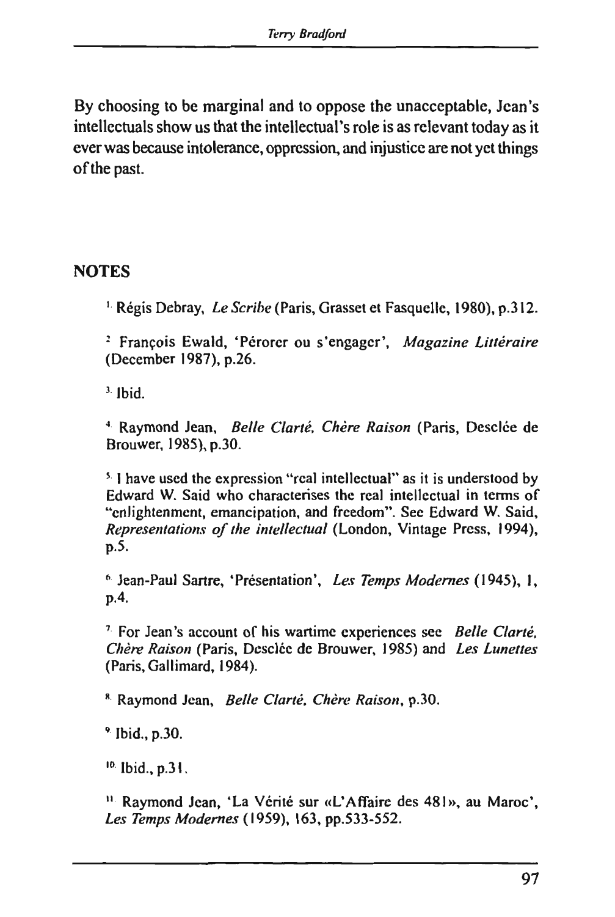By choosing to be marginal and to oppose the unacceptable, Jean's intellectuals show us that the intellectual's role is as relevant today as it ever was because intolerance, oppression, and injustice are not yet things of the past.

## NOTES

[1] Régis Debray, *Le Scribe* (Paris, Grasset et Fasquelle, 1980), p.312.

[2] François Ewald, 'Pérorer ou s'engager', *Magazine Littéraire* (December 1987), p.26.

[3] Ibid.

[4] Raymond Jean, *Belle Clarté, Chère Raison* (Paris, Desclée de Brouwer, 1985), p.30.

[5] I have used the expression "real intellectual" as it is understood by Edward W. Said who characterises the real intellectual in terms of "enlightenment, emancipation, and freedom". See Edward W. Said, *Representations of the intellectual* (London, Vintage Press, 1994), p.5.

[6] Jean-Paul Sartre, 'Présentation', *Les Temps Modernes* (1945), 1, p.4.

[7] For Jean's account of his wartime experiences see *Belle Clarté, Chère Raison* (Paris, Desclée de Brouwer, 1985) and *Les Lunettes* (Paris, Gallimard, 1984).

[8] Raymond Jean, *Belle Clarté, Chère Raison*, p.30.

[9] Ibid., p.30.

[10] Ibid., p.31.

[11] Raymond Jean, 'La Vérité sur «L'Affaire des 481», au Maroc', *Les Temps Modernes* (1959), 163, pp.533-552.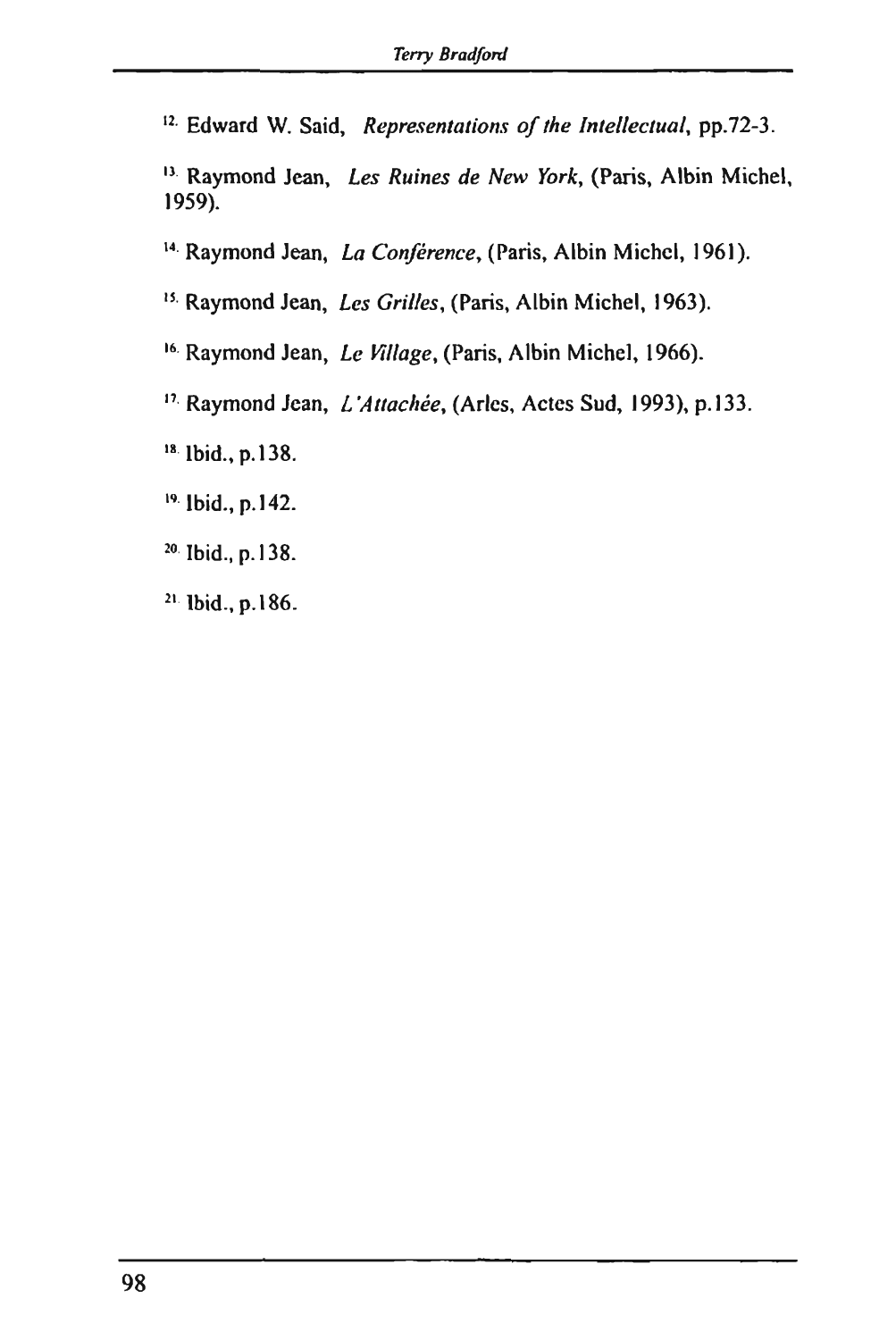[12] Edward W. Said, *Representations of the Intellectual*, pp.72-3.

[13] Raymond Jean, *Les Ruines de New York*, (Paris, Albin Michel, 1959).

[14] Raymond Jean, *La Conférence*, (Paris, Albin Michel, 1961).

[15] Raymond Jean, *Les Grilles*, (Paris, Albin Michel, 1963).

[16] Raymond Jean, *Le Village*, (Paris, Albin Michel, 1966).

[17] Raymond Jean, *L'Attachée*, (Arles, Actes Sud, 1993), p.133.

[18] Ibid., p.138.

[19] Ibid., p.142.

[20] Ibid., p.138.

[21] Ibid., p.186.